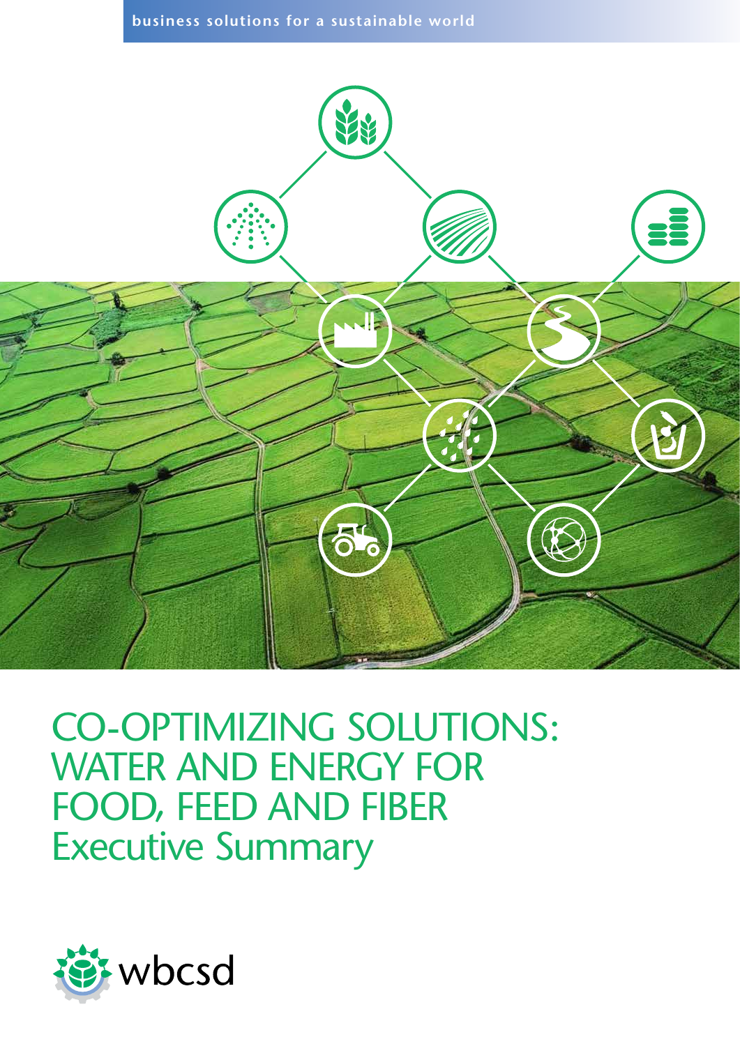business solutions for a sustainable world

# CO-OPTIMIZING SOLUTIONS: WATER AND ENERGY FOR FOOD, FEED AND FIBER

## Executive Summary

wbcsd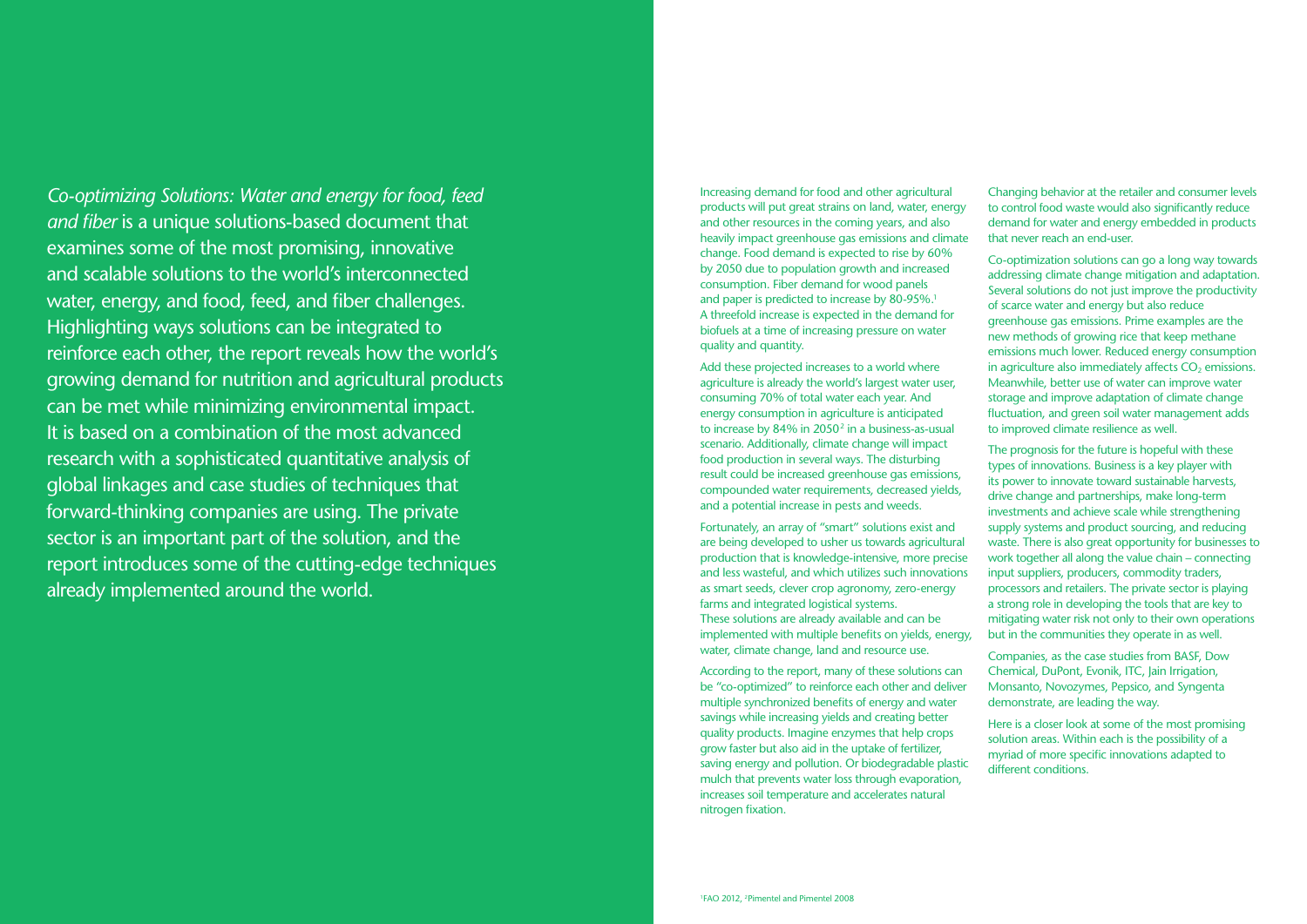*Co-optimizing Solutions: Water and energy for food, feed and fiber* is a unique solutions-based document that examines some of the most promising, innovative and scalable solutions to the world's interconnected water, energy, and food, feed, and fiber challenges. Highlighting ways solutions can be integrated to reinforce each other, the report reveals how the world's growing demand for nutrition and agricultural products can be met while minimizing environmental impact. It is based on a combination of the most advanced research with a sophisticated quantitative analysis of global linkages and case studies of techniques that forward-thinking companies are using. The private sector is an important part of the solution, and the report introduces some of the cutting-edge techniques already implemented around the world.

Increasing demand for food and other agricultural products will put great strains on land, water, energy and other resources in the coming years, and also heavily impact greenhouse gas emissions and climate change. Food demand is expected to rise by 60% by 2050 due to population growth and increased consumption. Fiber demand for wood panels and paper is predicted to increase by 80-95%.[1] A threefold increase is expected in the demand for biofuels at a time of increasing pressure on water quality and quantity.

Add these projected increases to a world where agriculture is already the world's largest water user, consuming 70% of total water each year. And energy consumption in agriculture is anticipated to increase by 84% in 2050[2] in a business-as-usual scenario. Additionally, climate change will impact food production in several ways. The disturbing result could be increased greenhouse gas emissions, compounded water requirements, decreased yields, and a potential increase in pests and weeds.

Fortunately, an array of "smart" solutions exist and are being developed to usher us towards agricultural production that is knowledge-intensive, more precise and less wasteful, and which utilizes such innovations as smart seeds, clever crop agronomy, zero-energy farms and integrated logistical systems. These solutions are already available and can be implemented with multiple benefits on yields, energy, water, climate change, land and resource use.

According to the report, many of these solutions can be "co-optimized" to reinforce each other and deliver multiple synchronized benefits of energy and water savings while increasing yields and creating better quality products. Imagine enzymes that help crops grow faster but also aid in the uptake of fertilizer, saving energy and pollution. Or biodegradable plastic mulch that prevents water loss through evaporation, increases soil temperature and accelerates natural nitrogen fixation.

Changing behavior at the retailer and consumer levels to control food waste would also significantly reduce demand for water and energy embedded in products that never reach an end-user.

Co-optimization solutions can go a long way towards addressing climate change mitigation and adaptation. Several solutions do not just improve the productivity of scarce water and energy but also reduce greenhouse gas emissions. Prime examples are the new methods of growing rice that keep methane emissions much lower. Reduced energy consumption in agriculture also immediately affects $CO_2$ emissions. Meanwhile, better use of water can improve water storage and improve adaptation of climate change fluctuation, and green soil water management adds to improved climate resilience as well.

The prognosis for the future is hopeful with these types of innovations. Business is a key player with its power to innovate toward sustainable harvests, drive change and partnerships, make long-term investments and achieve scale while strengthening supply systems and product sourcing, and reducing waste. There is also great opportunity for businesses to work together all along the value chain – connecting input suppliers, producers, commodity traders, processors and retailers. The private sector is playing a strong role in developing the tools that are key to mitigating water risk not only to their own operations but in the communities they operate in as well.

Companies, as the case studies from BASF, Dow Chemical, DuPont, Evonik, ITC, Jain Irrigation, Monsanto, Novozymes, Pepsico, and Syngenta demonstrate, are leading the way.

Here is a closer look at some of the most promising solution areas. Within each is the possibility of a myriad of more specific innovations adapted to different conditions.

[1]FAO 2012, [2]Pimentel and Pimentel 2008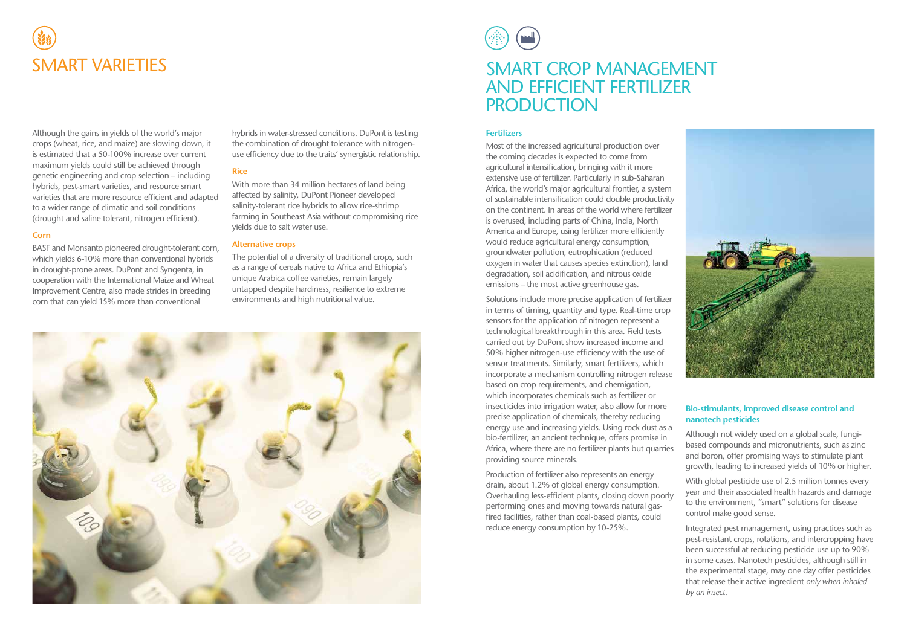# SMART VARIETIES

Although the gains in yields of the world's major crops (wheat, rice, and maize) are slowing down, it is estimated that a 50-100% increase over current maximum yields could still be achieved through genetic engineering and crop selection – including hybrids, pest-smart varieties, and resource smart varieties that are more resource efficient and adapted to a wider range of climatic and soil conditions (drought and saline tolerant, nitrogen efficient).

### Corn

BASF and Monsanto pioneered drought-tolerant corn, which yields 6-10% more than conventional hybrids in drought-prone areas. DuPont and Syngenta, in cooperation with the International Maize and Wheat Improvement Centre, also made strides in breeding corn that can yield 15% more than conventional hybrids in water-stressed conditions. DuPont is testing the combination of drought tolerance with nitrogen-use efficiency due to the traits' synergistic relationship.

### Rice

With more than 34 million hectares of land being affected by salinity, DuPont Pioneer developed salinity-tolerant rice hybrids to allow rice-shrimp farming in Southeast Asia without compromising rice yields due to salt water use.

### Alternative crops

The potential of a diversity of traditional crops, such as a range of cereals native to Africa and Ethiopia's unique Arabica coffee varieties, remain largely untapped despite hardiness, resilience to extreme environments and high nutritional value.

# SMART CROP MANAGEMENT AND EFFICIENT FERTILIZER PRODUCTION

### Fertilizers

Most of the increased agricultural production over the coming decades is expected to come from agricultural intensification, bringing with it more extensive use of fertilizer. Particularly in sub-Saharan Africa, the world's major agricultural frontier, a system of sustainable intensification could double productivity on the continent. In areas of the world where fertilizer is overused, including parts of China, India, North America and Europe, using fertilizer more efficiently would reduce agricultural energy consumption, groundwater pollution, eutrophication (reduced oxygen in water that causes species extinction), land degradation, soil acidification, and nitrous oxide emissions – the most active greenhouse gas.

Solutions include more precise application of fertilizer in terms of timing, quantity and type. Real-time crop sensors for the application of nitrogen represent a technological breakthrough in this area. Field tests carried out by DuPont show increased income and 50% higher nitrogen-use efficiency with the use of sensor treatments. Similarly, smart fertilizers, which incorporate a mechanism controlling nitrogen release based on crop requirements, and chemigation, which incorporates chemicals such as fertilizer or insecticides into irrigation water, also allow for more precise application of chemicals, thereby reducing energy use and increasing yields. Using rock dust as a bio-fertilizer, an ancient technique, offers promise in Africa, where there are no fertilizer plants but quarries providing source minerals.

Production of fertilizer also represents an energy drain, about 1.2% of global energy consumption. Overhauling less-efficient plants, closing down poorly performing ones and moving towards natural gas-fired facilities, rather than coal-based plants, could reduce energy consumption by 10-25%.

### Bio-stimulants, improved disease control and nanotech pesticides

Although not widely used on a global scale, fungi-based compounds and micronutrients, such as zinc and boron, offer promising ways to stimulate plant growth, leading to increased yields of 10% or higher.

With global pesticide use of 2.5 million tonnes every year and their associated health hazards and damage to the environment, "smart" solutions for disease control make good sense.

Integrated pest management, using practices such as pest-resistant crops, rotations, and intercropping have been successful at reducing pesticide use up to 90% in some cases. Nanotech pesticides, although still in the experimental stage, may one day offer pesticides that release their active ingredient *only when inhaled by an insect.*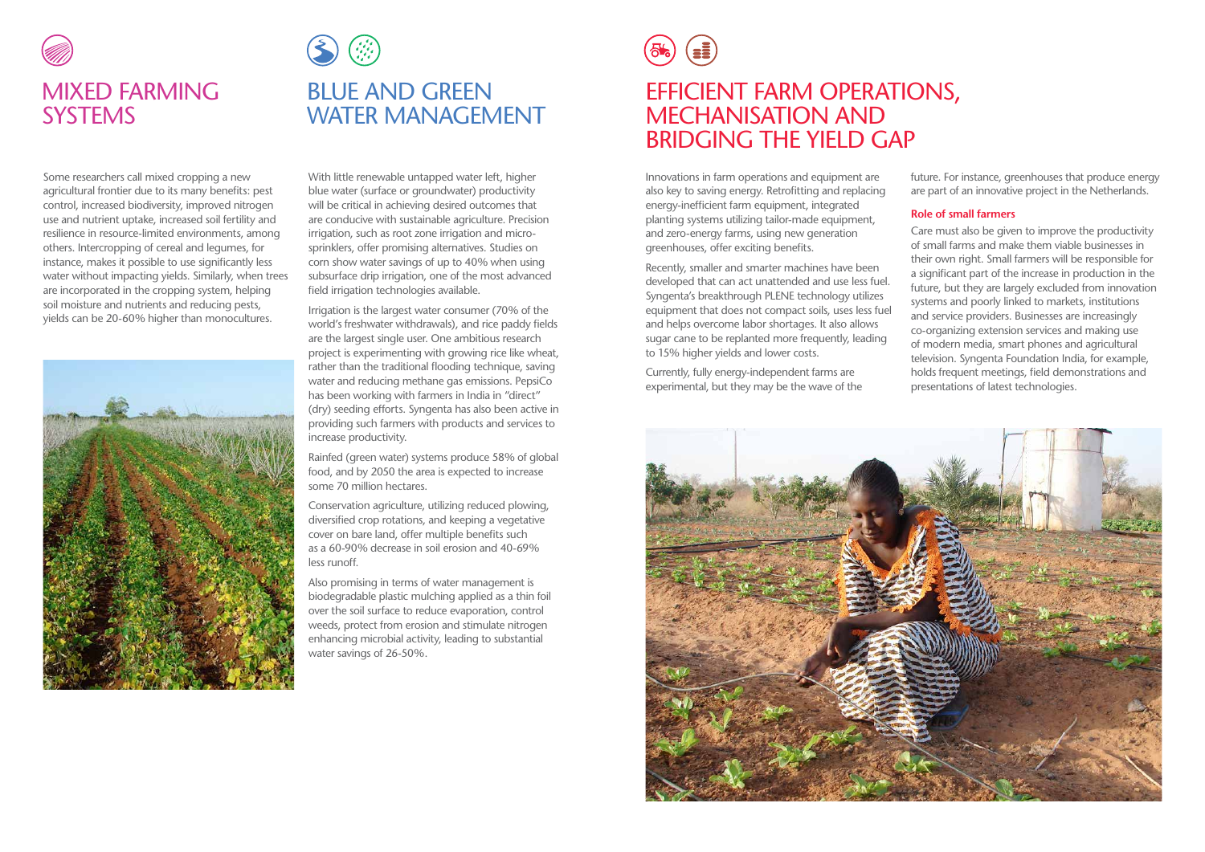# MIXED FARMING SYSTEMS

Some researchers call mixed cropping a new agricultural frontier due to its many benefits: pest control, increased biodiversity, improved nitrogen use and nutrient uptake, increased soil fertility and resilience in resource-limited environments, among others. Intercropping of cereal and legumes, for instance, makes it possible to use significantly less water without impacting yields. Similarly, when trees are incorporated in the cropping system, helping soil moisture and nutrients and reducing pests, yields can be 20-60% higher than monocultures.

# BLUE AND GREEN WATER MANAGEMENT

With little renewable untapped water left, higher blue water (surface or groundwater) productivity will be critical in achieving desired outcomes that are conducive with sustainable agriculture. Precision irrigation, such as root zone irrigation and micro-sprinklers, offer promising alternatives. Studies on corn show water savings of up to 40% when using subsurface drip irrigation, one of the most advanced field irrigation technologies available.

Irrigation is the largest water consumer (70% of the world's freshwater withdrawals), and rice paddy fields are the largest single user. One ambitious research project is experimenting with growing rice like wheat, rather than the traditional flooding technique, saving water and reducing methane gas emissions. PepsiCo has been working with farmers in India in "direct" (dry) seeding efforts. Syngenta has also been active in providing such farmers with products and services to increase productivity.

Rainfed (green water) systems produce 58% of global food, and by 2050 the area is expected to increase some 70 million hectares.

Conservation agriculture, utilizing reduced plowing, diversified crop rotations, and keeping a vegetative cover on bare land, offer multiple benefits such as a 60-90% decrease in soil erosion and 40-69% less runoff.

Also promising in terms of water management is biodegradable plastic mulching applied as a thin foil over the soil surface to reduce evaporation, control weeds, protect from erosion and stimulate nitrogen enhancing microbial activity, leading to substantial water savings of 26-50%.

# EFFICIENT FARM OPERATIONS, MECHANISATION AND BRIDGING THE YIELD GAP

Innovations in farm operations and equipment are also key to saving energy. Retrofitting and replacing energy-inefficient farm equipment, integrated planting systems utilizing tailor-made equipment, and zero-energy farms, using new generation greenhouses, offer exciting benefits.

Recently, smaller and smarter machines have been developed that can act unattended and use less fuel. Syngenta's breakthrough PLENE technology utilizes equipment that does not compact soils, uses less fuel and helps overcome labor shortages. It also allows sugar cane to be replanted more frequently, leading to 15% higher yields and lower costs.

Currently, fully energy-independent farms are experimental, but they may be the wave of the future. For instance, greenhouses that produce energy are part of an innovative project in the Netherlands.

### Role of small farmers

Care must also be given to improve the productivity of small farms and make them viable businesses in their own right. Small farmers will be responsible for a significant part of the increase in production in the future, but they are largely excluded from innovation systems and poorly linked to markets, institutions and service providers. Businesses are increasingly co-organizing extension services and making use of modern media, smart phones and agricultural television. Syngenta Foundation India, for example, holds frequent meetings, field demonstrations and presentations of latest technologies.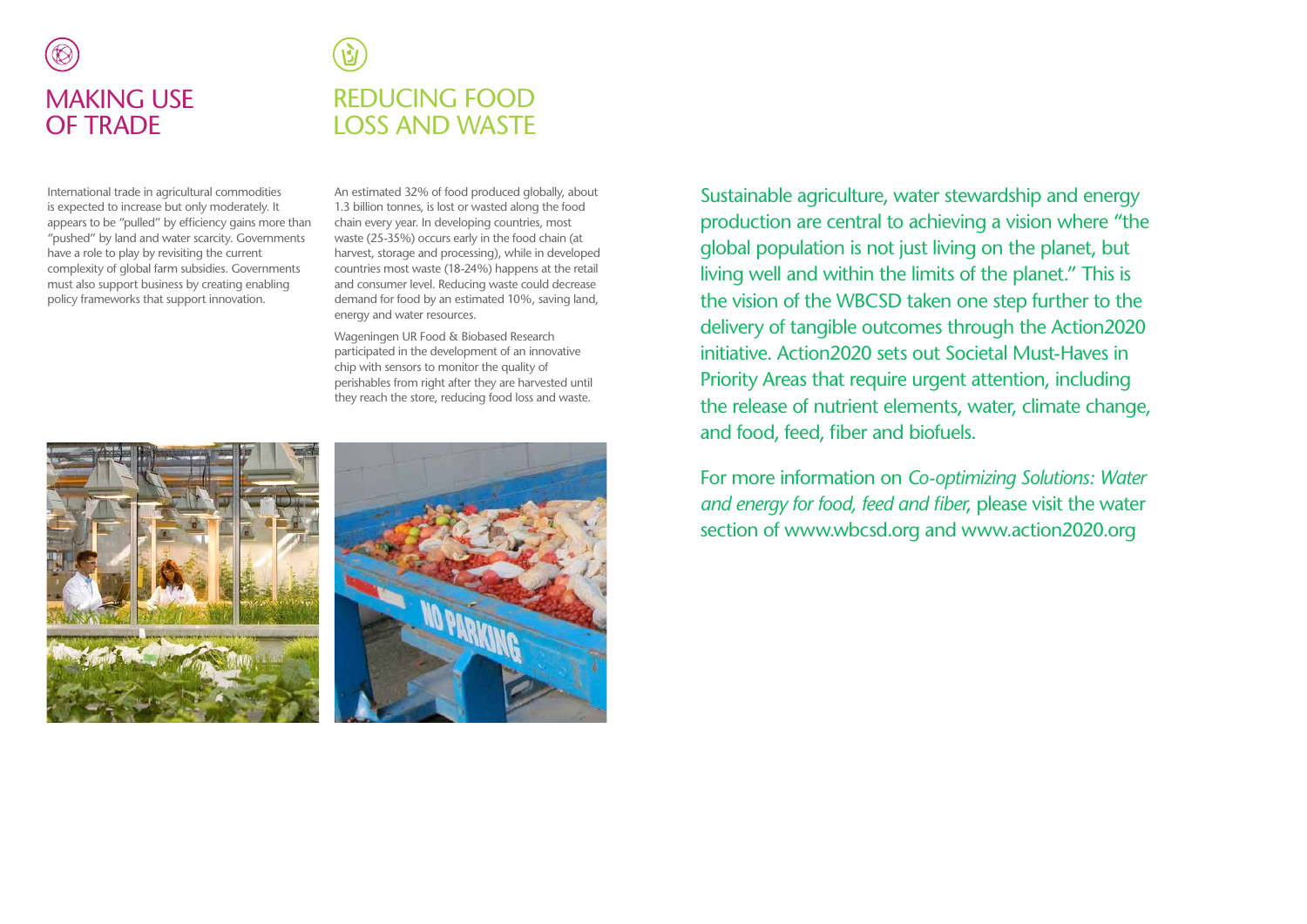## MAKING USE OF TRADE

International trade in agricultural commodities is expected to increase but only moderately. It appears to be "pulled" by efficiency gains more than "pushed" by land and water scarcity. Governments have a role to play by revisiting the current complexity of global farm subsidies. Governments must also support business by creating enabling policy frameworks that support innovation.

## REDUCING FOOD LOSS AND WASTE

An estimated 32% of food produced globally, about 1.3 billion tonnes, is lost or wasted along the food chain every year. In developing countries, most waste (25-35%) occurs early in the food chain (at harvest, storage and processing), while in developed countries most waste (18-24%) happens at the retail and consumer level. Reducing waste could decrease demand for food by an estimated 10%, saving land, energy and water resources.

Wageningen UR Food & Biobased Research participated in the development of an innovative chip with sensors to monitor the quality of perishables from right after they are harvested until they reach the store, reducing food loss and waste.

Sustainable agriculture, water stewardship and energy production are central to achieving a vision where "the global population is not just living on the planet, but living well and within the limits of the planet." This is the vision of the WBCSD taken one step further to the delivery of tangible outcomes through the Action2020 initiative. Action2020 sets out Societal Must-Haves in Priority Areas that require urgent attention, including the release of nutrient elements, water, climate change, and food, feed, fiber and biofuels.

For more information on *Co-optimizing Solutions: Water and energy for food, feed and fiber*, please visit the water section of www.wbcsd.org and www.action2020.org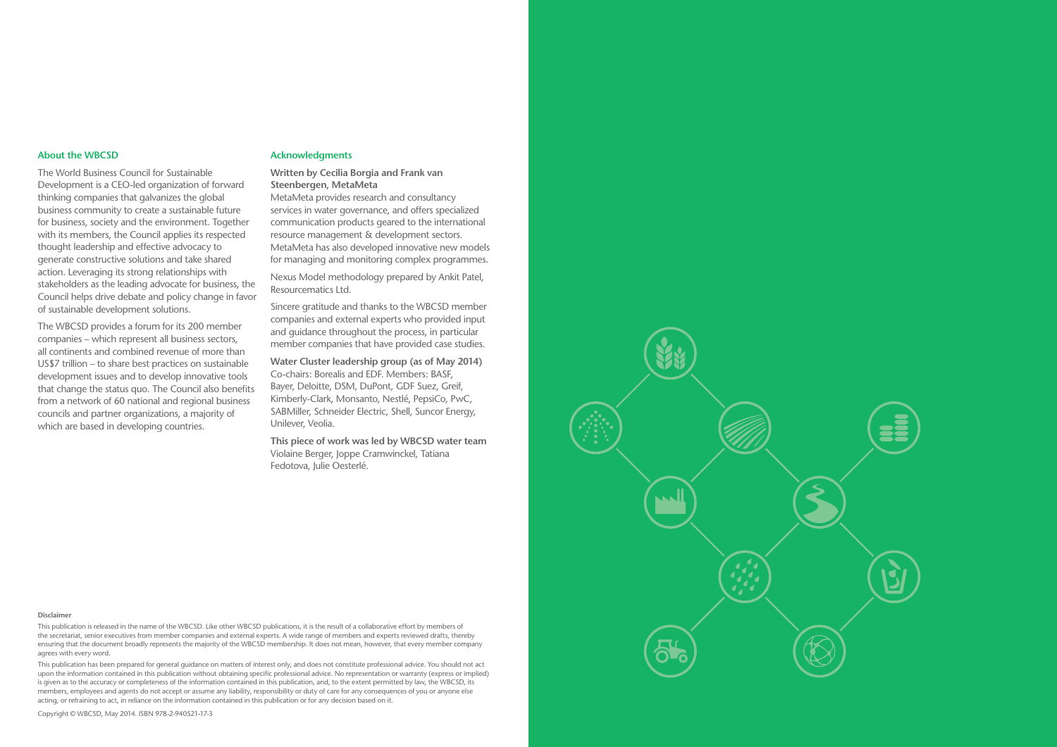## About the WBCSD

The World Business Council for Sustainable Development is a CEO-led organization of forward thinking companies that galvanizes the global business community to create a sustainable future for business, society and the environment. Together with its members, the Council applies its respected thought leadership and effective advocacy to generate constructive solutions and take shared action. Leveraging its strong relationships with stakeholders as the leading advocate for business, the Council helps drive debate and policy change in favor of sustainable development solutions.

The WBCSD provides a forum for its 200 member companies – which represent all business sectors, all continents and combined revenue of more than US$7 trillion – to share best practices on sustainable development issues and to develop innovative tools that change the status quo. The Council also benefits from a network of 60 national and regional business councils and partner organizations, a majority of which are based in developing countries.

## Acknowledgments

**Written by Cecilia Borgia and Frank van Steenbergen, MetaMeta**

MetaMeta provides research and consultancy services in water governance, and offers specialized communication products geared to the international resource management & development sectors. MetaMeta has also developed innovative new models for managing and monitoring complex programmes.

Nexus Model methodology prepared by Ankit Patel, Resourcematics Ltd.

Sincere gratitude and thanks to the WBCSD member companies and external experts who provided input and guidance throughout the process, in particular member companies that have provided case studies.

**Water Cluster leadership group (as of May 2014)**
Co-chairs: Borealis and EDF. Members: BASF, Bayer, Deloitte, DSM, DuPont, GDF Suez, Greif, Kimberly-Clark, Monsanto, Nestlé, PepsiCo, PwC, SABMiller, Schneider Electric, Shell, Suncor Energy, Unilever, Veolia.

**This piece of work was led by WBCSD water team**
Violaine Berger, Joppe Cramwinckel, Tatiana Fedotova, Julie Oesterlé.

**Disclaimer**

This publication is released in the name of the WBCSD. Like other WBCSD publications, it is the result of a collaborative effort by members of the secretariat, senior executives from member companies and external experts. A wide range of members and experts reviewed drafts, thereby ensuring that the document broadly represents the majority of the WBCSD membership. It does not mean, however, that every member company agrees with every word.

This publication has been prepared for general guidance on matters of interest only, and does not constitute professional advice. You should not act upon the information contained in this publication without obtaining specific professional advice. No representation or warranty (express or implied) is given as to the accuracy or completeness of the information contained in this publication, and, to the extent permitted by law, the WBCSD, its members, employees and agents do not accept or assume any liability, responsibility or duty of care for any consequences of you or anyone else acting, or refraining to act, in reliance on the information contained in this publication or for any decision based on it.

Copyright © WBCSD, May 2014. ISBN 978-2-940521-17-3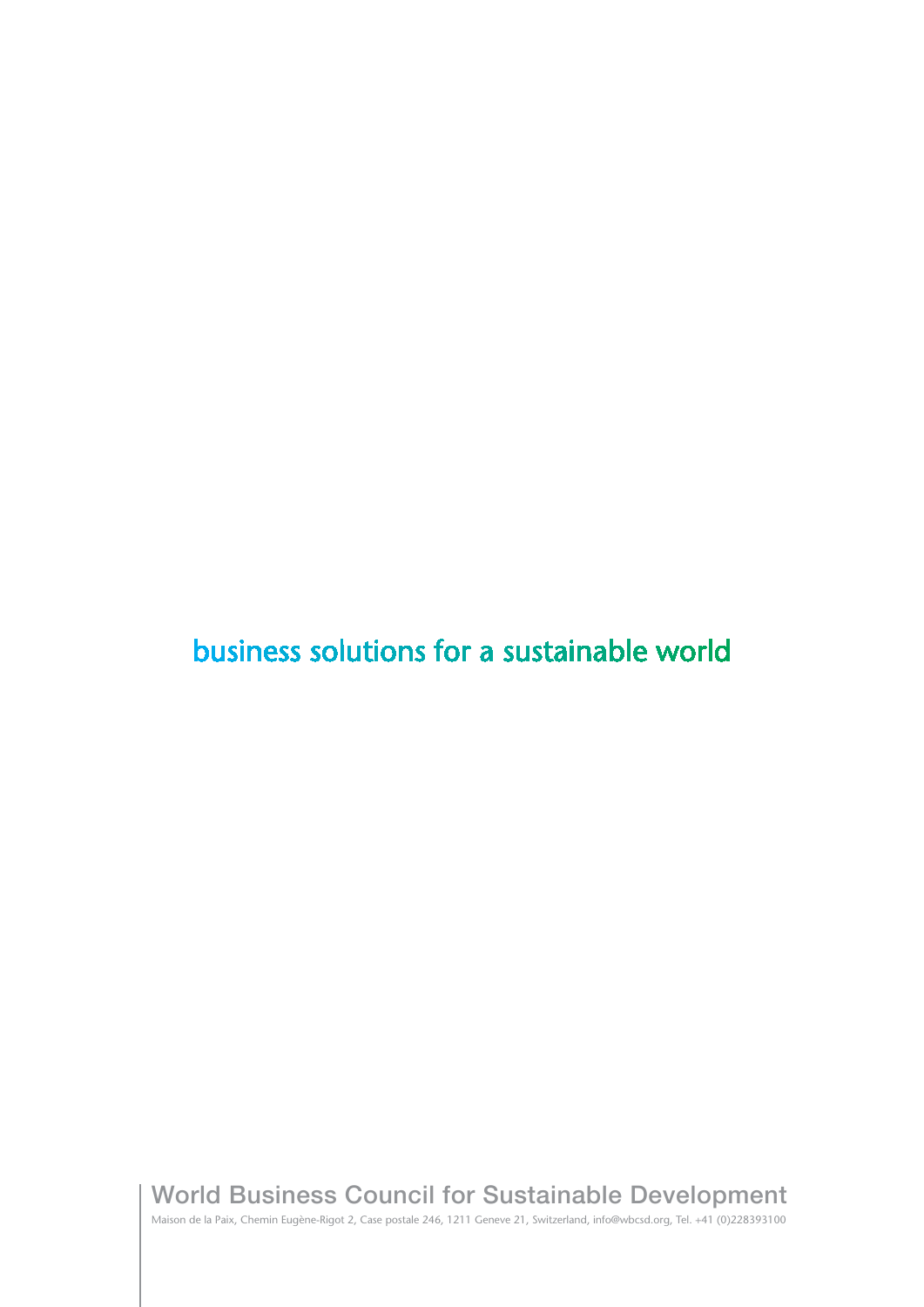business solutions for a sustainable world

World Business Council for Sustainable Development

Maison de la Paix, Chemin Eugène-Rigot 2, Case postale 246, 1211 Geneve 21, Switzerland, info@wbcsd.org, Tel. +41 (0)228393100